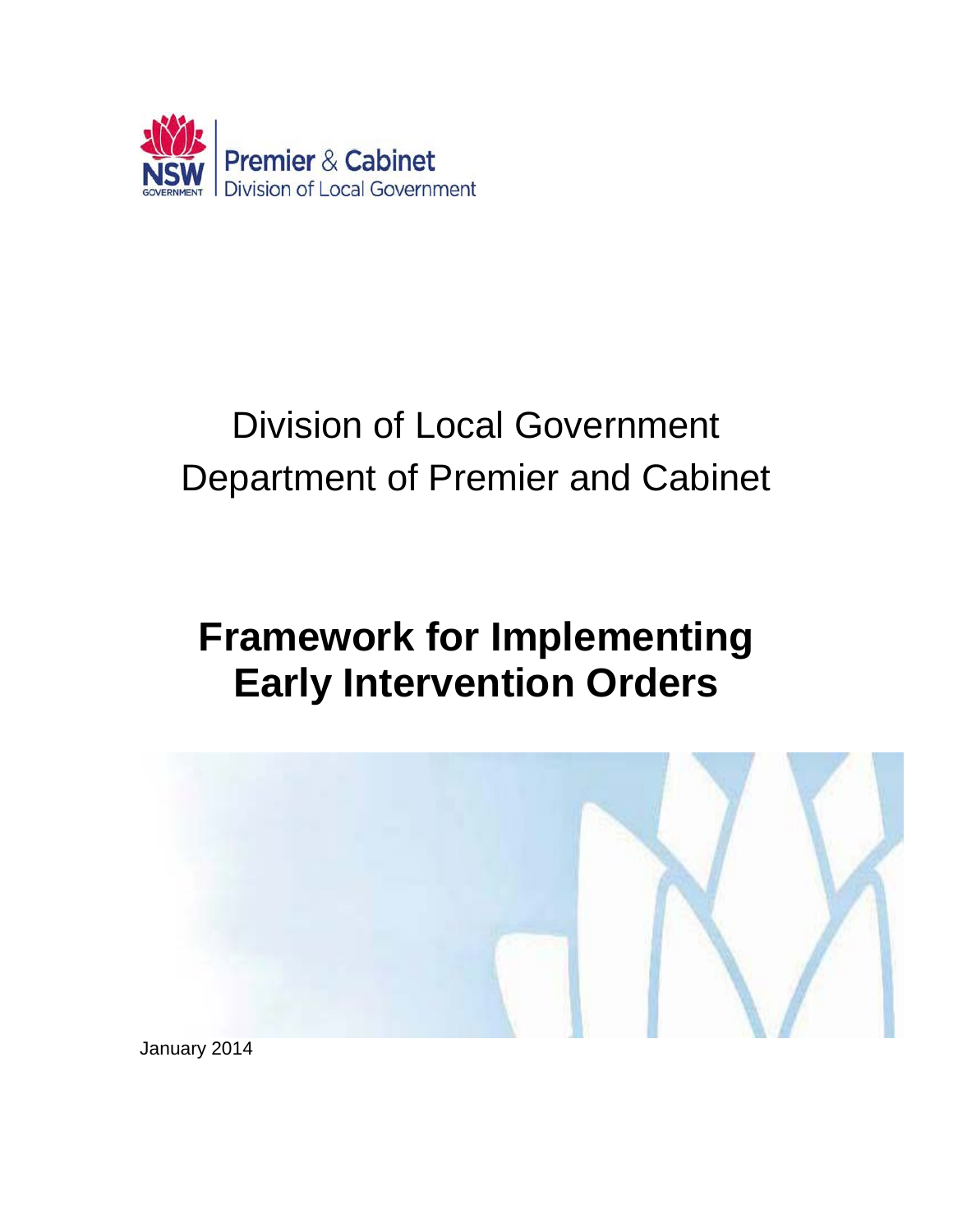NSW GOVERNMENT | Premier & Cabinet
Division of Local Government

Division of Local Government
Department of Premier and Cabinet

# Framework for Implementing Early Intervention Orders

January 2014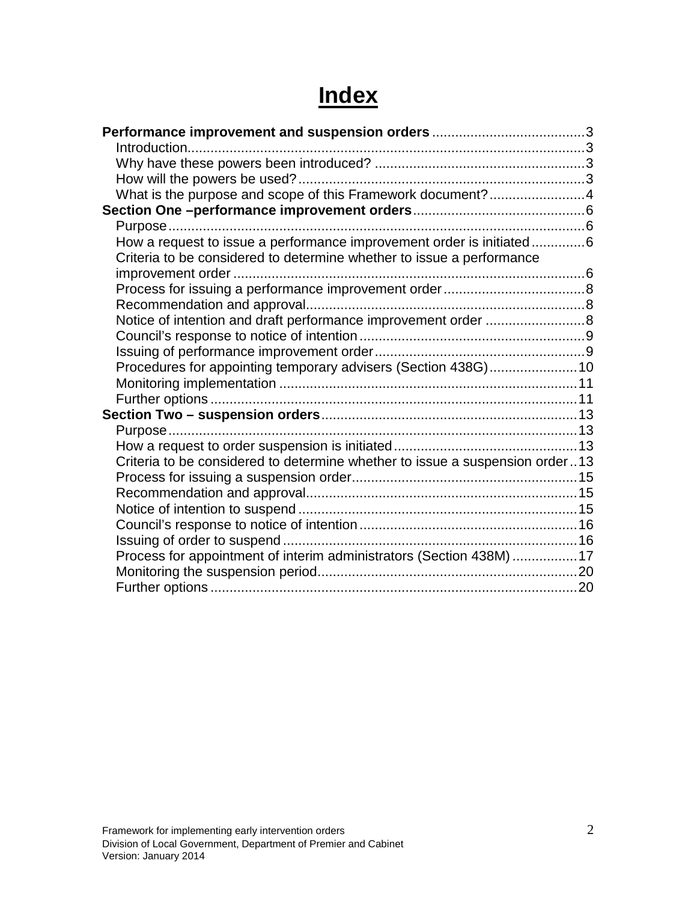# Index

**Performance improvement and suspension orders** ........................................ 3

- Introduction ........................................ 3
- Why have these powers been introduced? ........................................ 3
- How will the powers be used? ........................................ 3
- What is the purpose and scope of this Framework document? ........................................ 4

**Section One –performance improvement orders** ........................................ 6

- Purpose ........................................ 6
- How a request to issue a performance improvement order is initiated ........................................ 6
- Criteria to be considered to determine whether to issue a performance improvement order ........................................ 6
- Process for issuing a performance improvement order ........................................ 8
- Recommendation and approval ........................................ 8
- Notice of intention and draft performance improvement order ........................................ 8
- Council's response to notice of intention ........................................ 9
- Issuing of performance improvement order ........................................ 9
- Procedures for appointing temporary advisers (Section 438G) ........................................ 10
- Monitoring implementation ........................................ 11
- Further options ........................................ 11

**Section Two – suspension orders** ........................................ 13

- Purpose ........................................ 13
- How a request to order suspension is initiated ........................................ 13
- Criteria to be considered to determine whether to issue a suspension order ........................................ 13
- Process for issuing a suspension order ........................................ 15
- Recommendation and approval ........................................ 15
- Notice of intention to suspend ........................................ 15
- Council's response to notice of intention ........................................ 16
- Issuing of order to suspend ........................................ 16
- Process for appointment of interim administrators (Section 438M) ........................................ 17
- Monitoring the suspension period ........................................ 20
- Further options ........................................ 20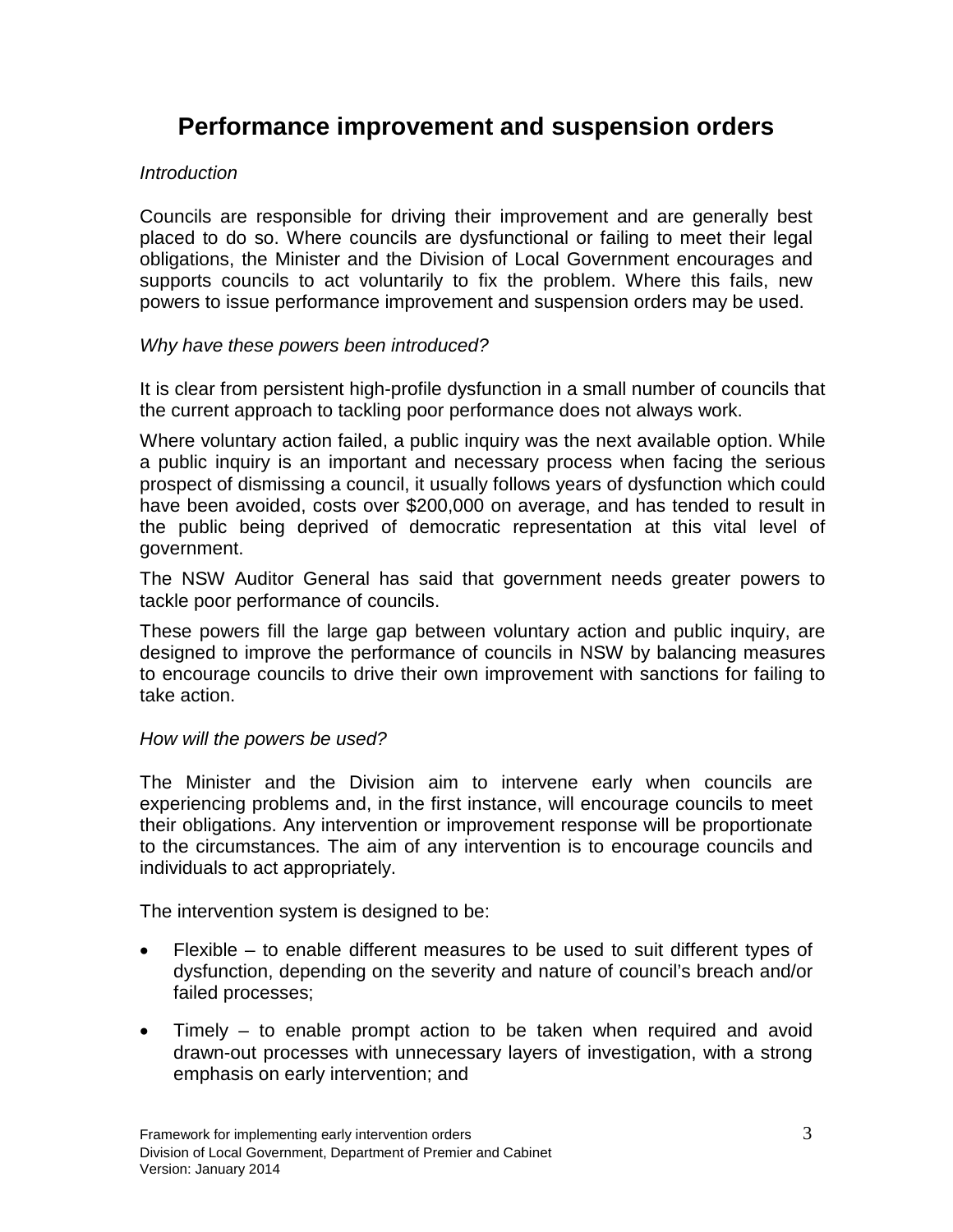# Performance improvement and suspension orders

*Introduction*

Councils are responsible for driving their improvement and are generally best placed to do so. Where councils are dysfunctional or failing to meet their legal obligations, the Minister and the Division of Local Government encourages and supports councils to act voluntarily to fix the problem. Where this fails, new powers to issue performance improvement and suspension orders may be used.

*Why have these powers been introduced?*

It is clear from persistent high-profile dysfunction in a small number of councils that the current approach to tackling poor performance does not always work.

Where voluntary action failed, a public inquiry was the next available option. While a public inquiry is an important and necessary process when facing the serious prospect of dismissing a council, it usually follows years of dysfunction which could have been avoided, costs over $200,000 on average, and has tended to result in the public being deprived of democratic representation at this vital level of government.

The NSW Auditor General has said that government needs greater powers to tackle poor performance of councils.

These powers fill the large gap between voluntary action and public inquiry, are designed to improve the performance of councils in NSW by balancing measures to encourage councils to drive their own improvement with sanctions for failing to take action.

*How will the powers be used?*

The Minister and the Division aim to intervene early when councils are experiencing problems and, in the first instance, will encourage councils to meet their obligations. Any intervention or improvement response will be proportionate to the circumstances. The aim of any intervention is to encourage councils and individuals to act appropriately.

The intervention system is designed to be:

- Flexible – to enable different measures to be used to suit different types of dysfunction, depending on the severity and nature of council's breach and/or failed processes;
- Timely – to enable prompt action to be taken when required and avoid drawn-out processes with unnecessary layers of investigation, with a strong emphasis on early intervention; and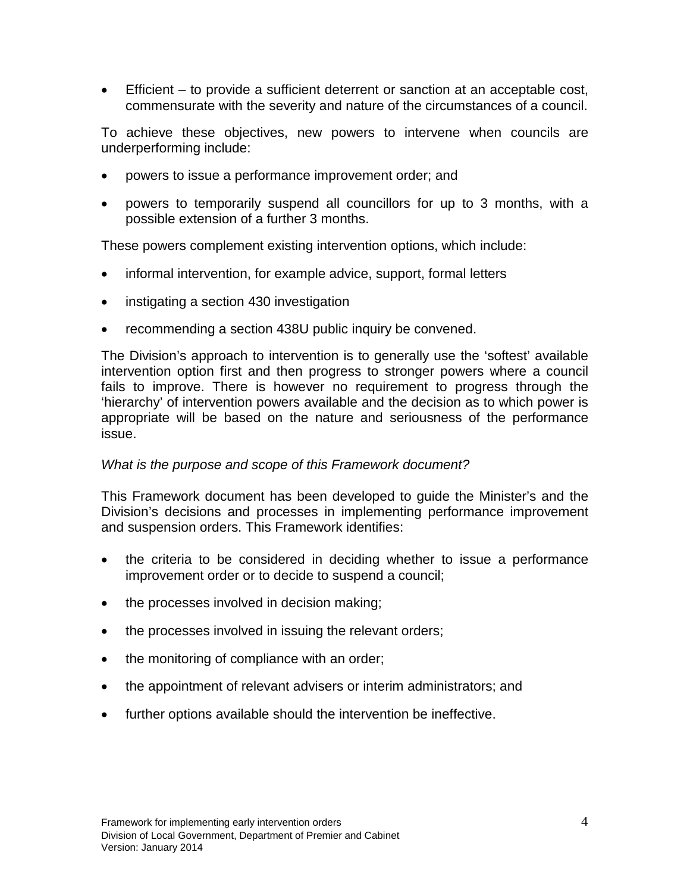- Efficient – to provide a sufficient deterrent or sanction at an acceptable cost, commensurate with the severity and nature of the circumstances of a council.

To achieve these objectives, new powers to intervene when councils are underperforming include:

- powers to issue a performance improvement order; and
- powers to temporarily suspend all councillors for up to 3 months, with a possible extension of a further 3 months.

These powers complement existing intervention options, which include:

- informal intervention, for example advice, support, formal letters
- instigating a section 430 investigation
- recommending a section 438U public inquiry be convened.

The Division's approach to intervention is to generally use the 'softest' available intervention option first and then progress to stronger powers where a council fails to improve. There is however no requirement to progress through the 'hierarchy' of intervention powers available and the decision as to which power is appropriate will be based on the nature and seriousness of the performance issue.

*What is the purpose and scope of this Framework document?*

This Framework document has been developed to guide the Minister's and the Division's decisions and processes in implementing performance improvement and suspension orders. This Framework identifies:

- the criteria to be considered in deciding whether to issue a performance improvement order or to decide to suspend a council;
- the processes involved in decision making;
- the processes involved in issuing the relevant orders;
- the monitoring of compliance with an order;
- the appointment of relevant advisers or interim administrators; and
- further options available should the intervention be ineffective.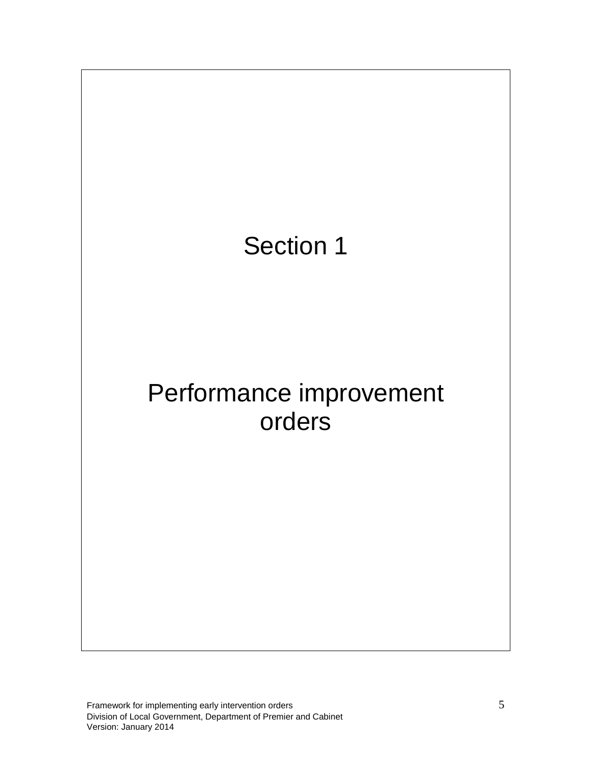# Section 1

# Performance improvement orders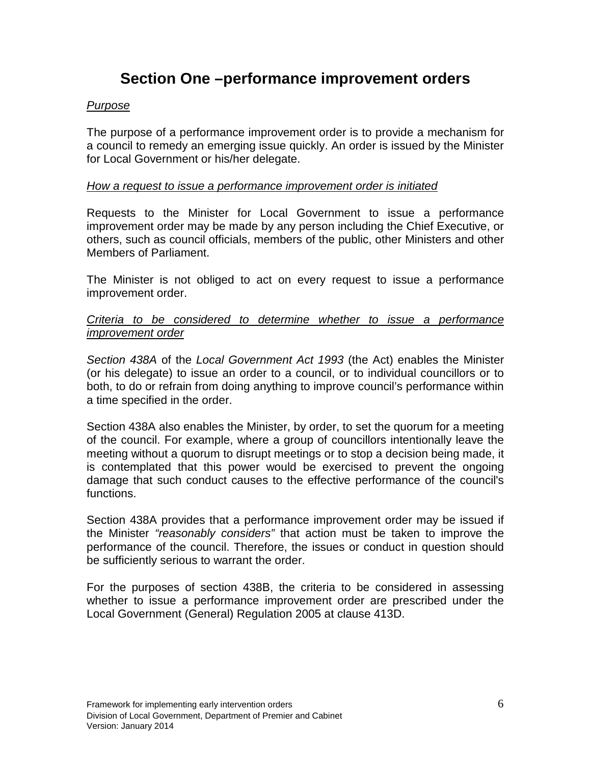# Section One –performance improvement orders

*Purpose*

The purpose of a performance improvement order is to provide a mechanism for a council to remedy an emerging issue quickly. An order is issued by the Minister for Local Government or his/her delegate.

*How a request to issue a performance improvement order is initiated*

Requests to the Minister for Local Government to issue a performance improvement order may be made by any person including the Chief Executive, or others, such as council officials, members of the public, other Ministers and other Members of Parliament.

The Minister is not obliged to act on every request to issue a performance improvement order.

*Criteria to be considered to determine whether to issue a performance improvement order*

*Section 438A* of the *Local Government Act 1993* (the Act) enables the Minister (or his delegate) to issue an order to a council, or to individual councillors or to both, to do or refrain from doing anything to improve council's performance within a time specified in the order.

Section 438A also enables the Minister, by order, to set the quorum for a meeting of the council. For example, where a group of councillors intentionally leave the meeting without a quorum to disrupt meetings or to stop a decision being made, it is contemplated that this power would be exercised to prevent the ongoing damage that such conduct causes to the effective performance of the council's functions.

Section 438A provides that a performance improvement order may be issued if the Minister *"reasonably considers"* that action must be taken to improve the performance of the council. Therefore, the issues or conduct in question should be sufficiently serious to warrant the order.

For the purposes of section 438B, the criteria to be considered in assessing whether to issue a performance improvement order are prescribed under the Local Government (General) Regulation 2005 at clause 413D.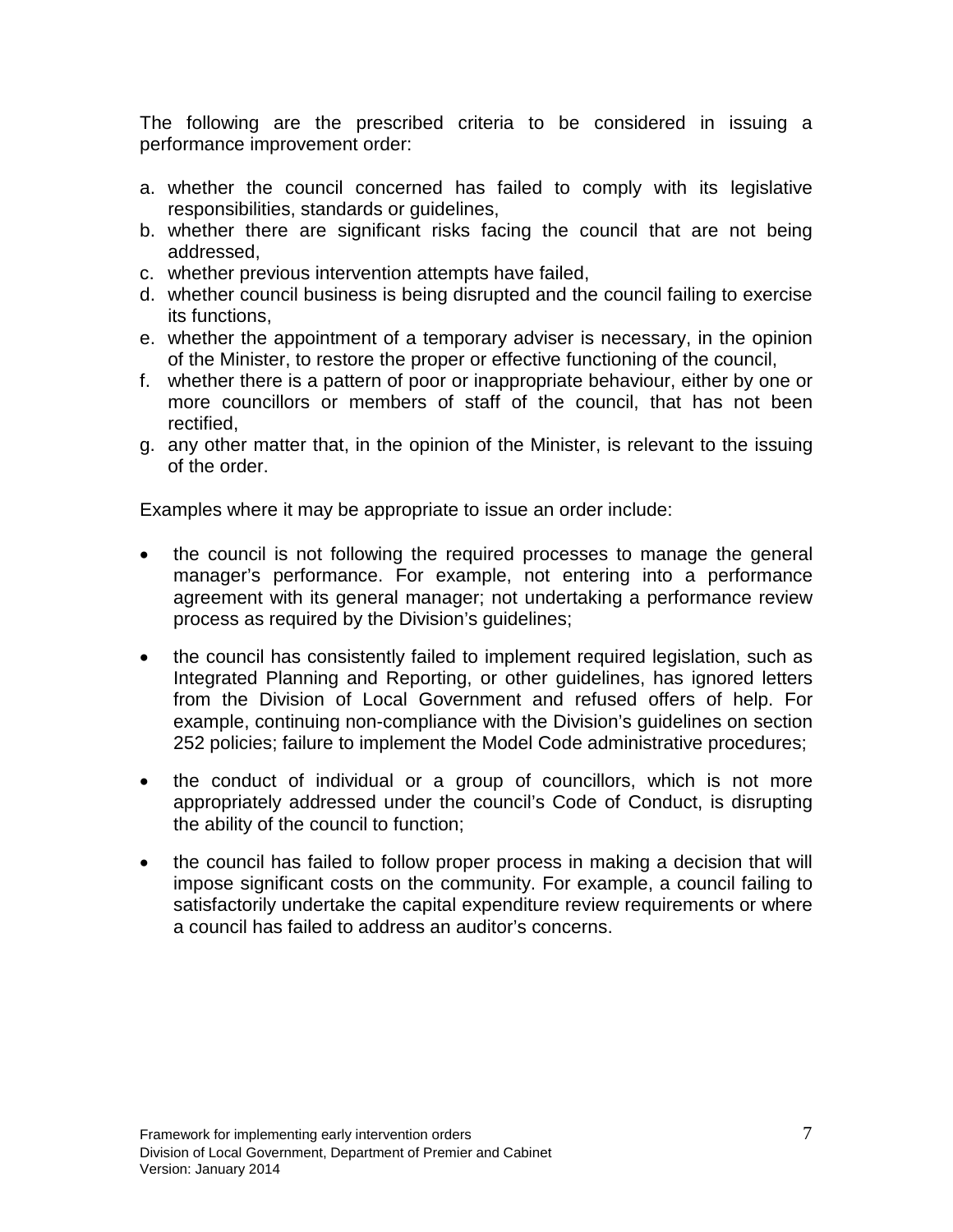The following are the prescribed criteria to be considered in issuing a performance improvement order:

a. whether the council concerned has failed to comply with its legislative responsibilities, standards or guidelines,
b. whether there are significant risks facing the council that are not being addressed,
c. whether previous intervention attempts have failed,
d. whether council business is being disrupted and the council failing to exercise its functions,
e. whether the appointment of a temporary adviser is necessary, in the opinion of the Minister, to restore the proper or effective functioning of the council,
f. whether there is a pattern of poor or inappropriate behaviour, either by one or more councillors or members of staff of the council, that has not been rectified,
g. any other matter that, in the opinion of the Minister, is relevant to the issuing of the order.

Examples where it may be appropriate to issue an order include:

- the council is not following the required processes to manage the general manager's performance. For example, not entering into a performance agreement with its general manager; not undertaking a performance review process as required by the Division's guidelines;

- the council has consistently failed to implement required legislation, such as Integrated Planning and Reporting, or other guidelines, has ignored letters from the Division of Local Government and refused offers of help. For example, continuing non-compliance with the Division's guidelines on section 252 policies; failure to implement the Model Code administrative procedures;

- the conduct of individual or a group of councillors, which is not more appropriately addressed under the council's Code of Conduct, is disrupting the ability of the council to function;

- the council has failed to follow proper process in making a decision that will impose significant costs on the community. For example, a council failing to satisfactorily undertake the capital expenditure review requirements or where a council has failed to address an auditor's concerns.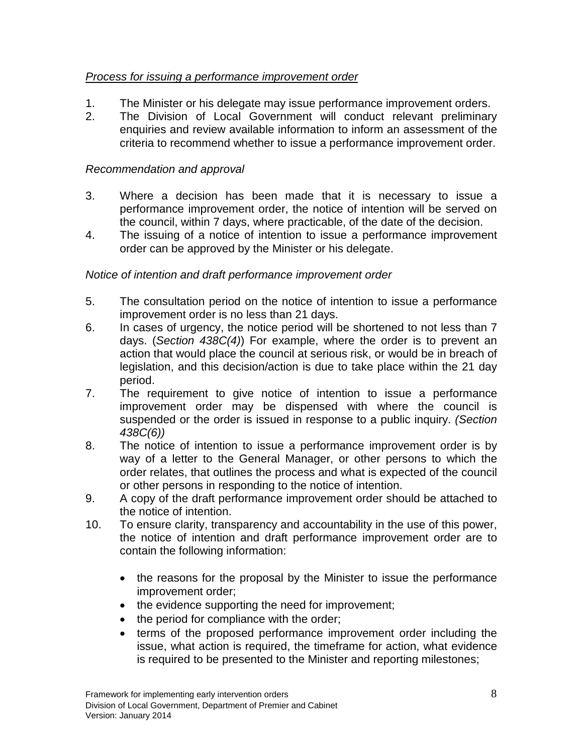*Process for issuing a performance improvement order*

1. The Minister or his delegate may issue performance improvement orders.
2. The Division of Local Government will conduct relevant preliminary enquiries and review available information to inform an assessment of the criteria to recommend whether to issue a performance improvement order.

*Recommendation and approval*

3. Where a decision has been made that it is necessary to issue a performance improvement order, the notice of intention will be served on the council, within 7 days, where practicable, of the date of the decision.
4. The issuing of a notice of intention to issue a performance improvement order can be approved by the Minister or his delegate.

*Notice of intention and draft performance improvement order*

5. The consultation period on the notice of intention to issue a performance improvement order is no less than 21 days.
6. In cases of urgency, the notice period will be shortened to not less than 7 days. (*Section 438C(4)*) For example, where the order is to prevent an action that would place the council at serious risk, or would be in breach of legislation, and this decision/action is due to take place within the 21 day period.
7. The requirement to give notice of intention to issue a performance improvement order may be dispensed with where the council is suspended or the order is issued in response to a public inquiry. *(Section 438C(6))*
8. The notice of intention to issue a performance improvement order is by way of a letter to the General Manager, or other persons to which the order relates, that outlines the process and what is expected of the council or other persons in responding to the notice of intention.
9. A copy of the draft performance improvement order should be attached to the notice of intention.
10. To ensure clarity, transparency and accountability in the use of this power, the notice of intention and draft performance improvement order are to contain the following information:

    - the reasons for the proposal by the Minister to issue the performance improvement order;
    - the evidence supporting the need for improvement;
    - the period for compliance with the order;
    - terms of the proposed performance improvement order including the issue, what action is required, the timeframe for action, what evidence is required to be presented to the Minister and reporting milestones;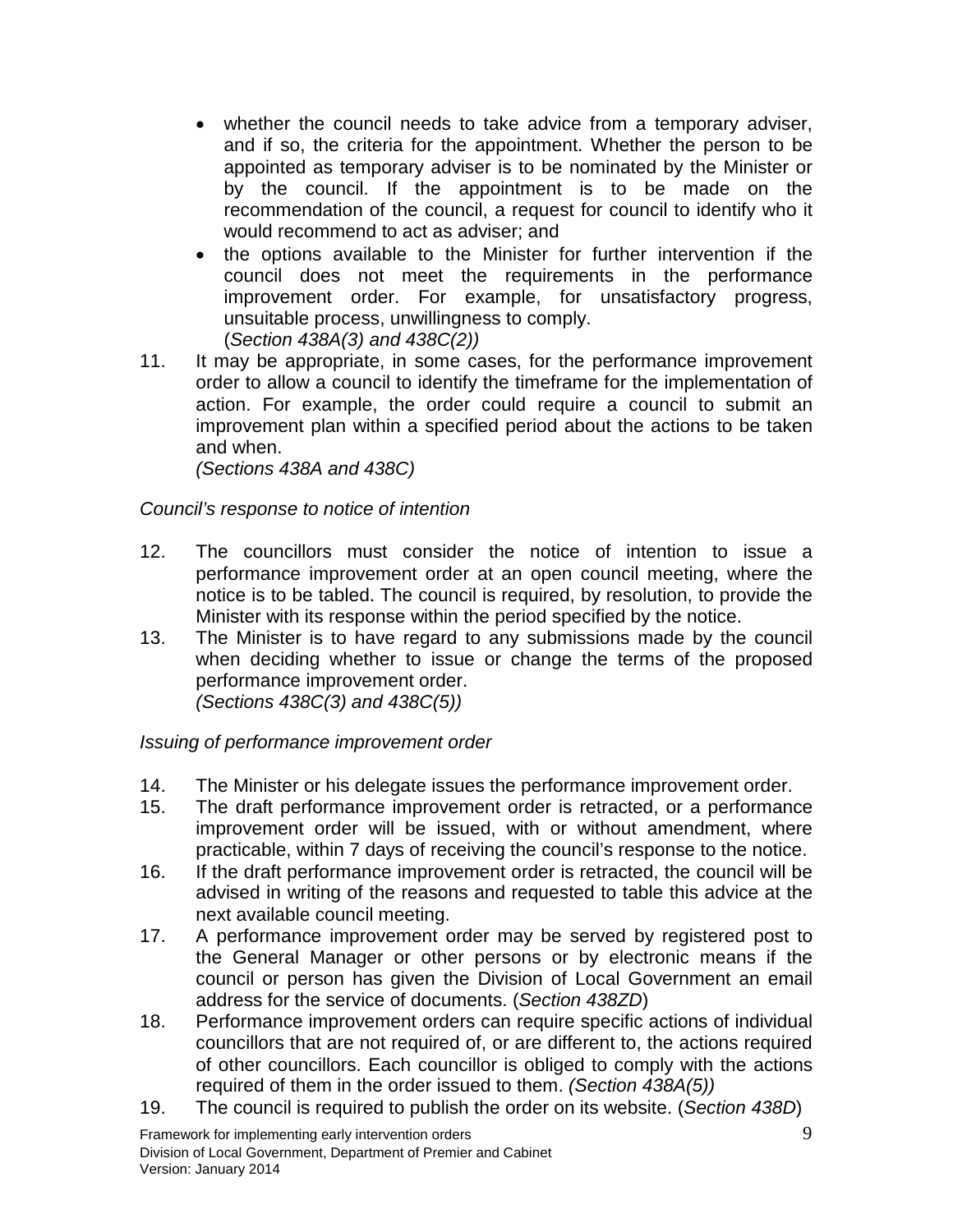- whether the council needs to take advice from a temporary adviser, and if so, the criteria for the appointment. Whether the person to be appointed as temporary adviser is to be nominated by the Minister or by the council. If the appointment is to be made on the recommendation of the council, a request for council to identify who it would recommend to act as adviser; and
- the options available to the Minister for further intervention if the council does not meet the requirements in the performance improvement order. For example, for unsatisfactory progress, unsuitable process, unwillingness to comply.
  (*Section 438A(3) and 438C(2))*

11. It may be appropriate, in some cases, for the performance improvement order to allow a council to identify the timeframe for the implementation of action. For example, the order could require a council to submit an improvement plan within a specified period about the actions to be taken and when.
    *(Sections 438A and 438C)*

*Council's response to notice of intention*

12. The councillors must consider the notice of intention to issue a performance improvement order at an open council meeting, where the notice is to be tabled. The council is required, by resolution, to provide the Minister with its response within the period specified by the notice.
13. The Minister is to have regard to any submissions made by the council when deciding whether to issue or change the terms of the proposed performance improvement order.
    *(Sections 438C(3) and 438C(5))*

*Issuing of performance improvement order*

14. The Minister or his delegate issues the performance improvement order.
15. The draft performance improvement order is retracted, or a performance improvement order will be issued, with or without amendment, where practicable, within 7 days of receiving the council's response to the notice.
16. If the draft performance improvement order is retracted, the council will be advised in writing of the reasons and requested to table this advice at the next available council meeting.
17. A performance improvement order may be served by registered post to the General Manager or other persons or by electronic means if the council or person has given the Division of Local Government an email address for the service of documents. (*Section 438ZD*)
18. Performance improvement orders can require specific actions of individual councillors that are not required of, or are different to, the actions required of other councillors. Each councillor is obliged to comply with the actions required of them in the order issued to them. *(Section 438A(5))*
19. The council is required to publish the order on its website. (*Section 438D*)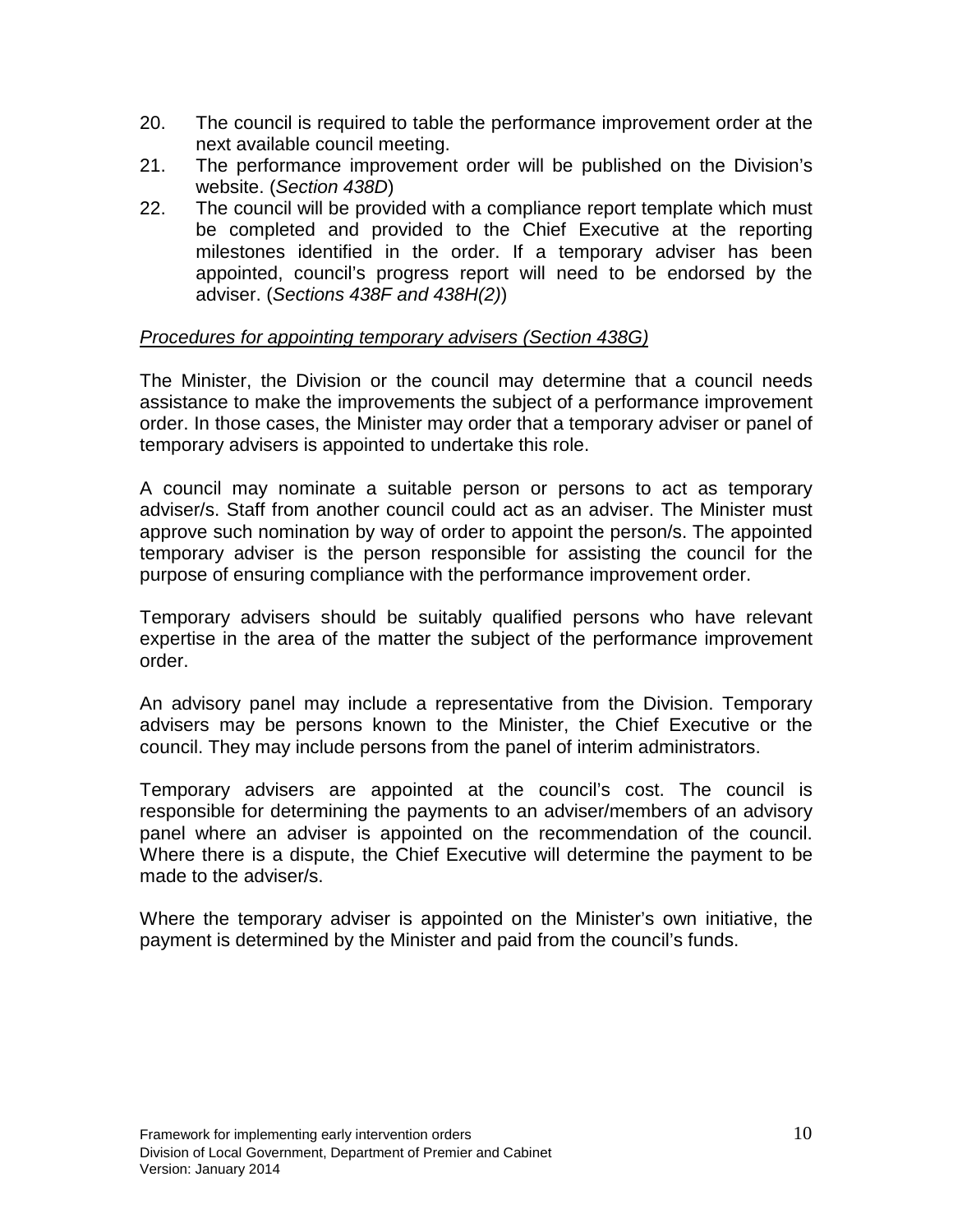20. The council is required to table the performance improvement order at the next available council meeting.
21. The performance improvement order will be published on the Division's website. (*Section 438D*)
22. The council will be provided with a compliance report template which must be completed and provided to the Chief Executive at the reporting milestones identified in the order. If a temporary adviser has been appointed, council's progress report will need to be endorsed by the adviser. (*Sections 438F and 438H(2)*)

*Procedures for appointing temporary advisers (Section 438G)*

The Minister, the Division or the council may determine that a council needs assistance to make the improvements the subject of a performance improvement order. In those cases, the Minister may order that a temporary adviser or panel of temporary advisers is appointed to undertake this role.

A council may nominate a suitable person or persons to act as temporary adviser/s. Staff from another council could act as an adviser. The Minister must approve such nomination by way of order to appoint the person/s. The appointed temporary adviser is the person responsible for assisting the council for the purpose of ensuring compliance with the performance improvement order.

Temporary advisers should be suitably qualified persons who have relevant expertise in the area of the matter the subject of the performance improvement order.

An advisory panel may include a representative from the Division. Temporary advisers may be persons known to the Minister, the Chief Executive or the council. They may include persons from the panel of interim administrators.

Temporary advisers are appointed at the council's cost. The council is responsible for determining the payments to an adviser/members of an advisory panel where an adviser is appointed on the recommendation of the council. Where there is a dispute, the Chief Executive will determine the payment to be made to the adviser/s.

Where the temporary adviser is appointed on the Minister's own initiative, the payment is determined by the Minister and paid from the council's funds.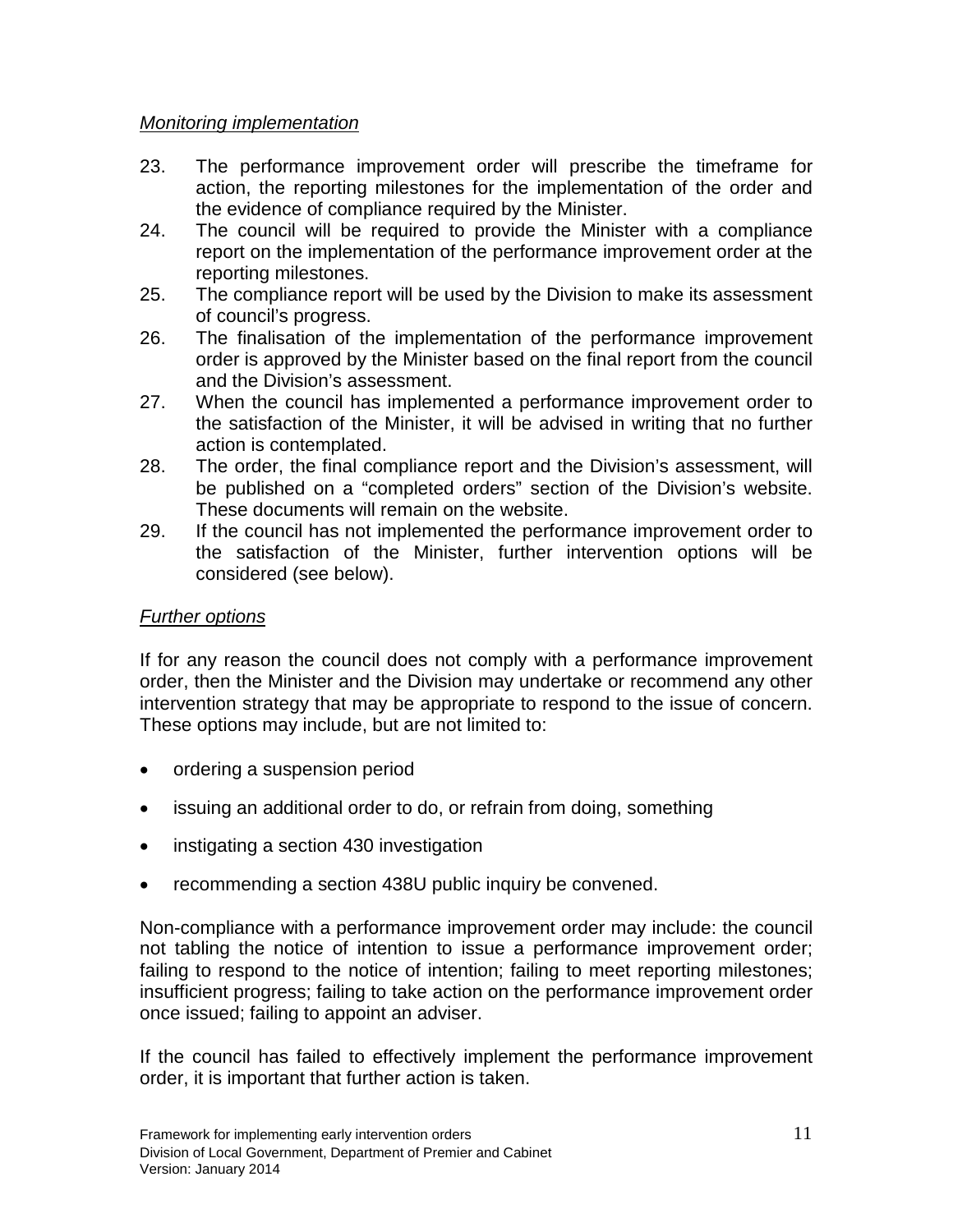*Monitoring implementation*

23. The performance improvement order will prescribe the timeframe for action, the reporting milestones for the implementation of the order and the evidence of compliance required by the Minister.
24. The council will be required to provide the Minister with a compliance report on the implementation of the performance improvement order at the reporting milestones.
25. The compliance report will be used by the Division to make its assessment of council's progress.
26. The finalisation of the implementation of the performance improvement order is approved by the Minister based on the final report from the council and the Division's assessment.
27. When the council has implemented a performance improvement order to the satisfaction of the Minister, it will be advised in writing that no further action is contemplated.
28. The order, the final compliance report and the Division's assessment, will be published on a "completed orders" section of the Division's website. These documents will remain on the website.
29. If the council has not implemented the performance improvement order to the satisfaction of the Minister, further intervention options will be considered (see below).

*Further options*

If for any reason the council does not comply with a performance improvement order, then the Minister and the Division may undertake or recommend any other intervention strategy that may be appropriate to respond to the issue of concern. These options may include, but are not limited to:

- ordering a suspension period
- issuing an additional order to do, or refrain from doing, something
- instigating a section 430 investigation
- recommending a section 438U public inquiry be convened.

Non-compliance with a performance improvement order may include: the council not tabling the notice of intention to issue a performance improvement order; failing to respond to the notice of intention; failing to meet reporting milestones; insufficient progress; failing to take action on the performance improvement order once issued; failing to appoint an adviser.

If the council has failed to effectively implement the performance improvement order, it is important that further action is taken.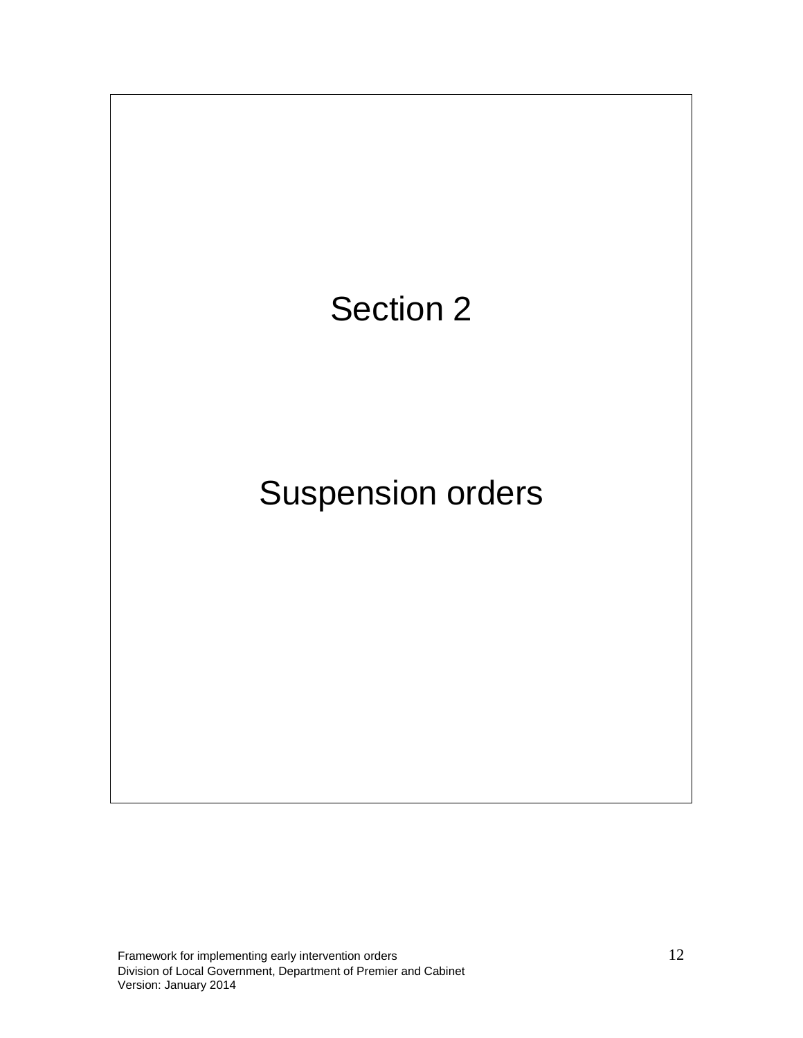# Section 2

# Suspension orders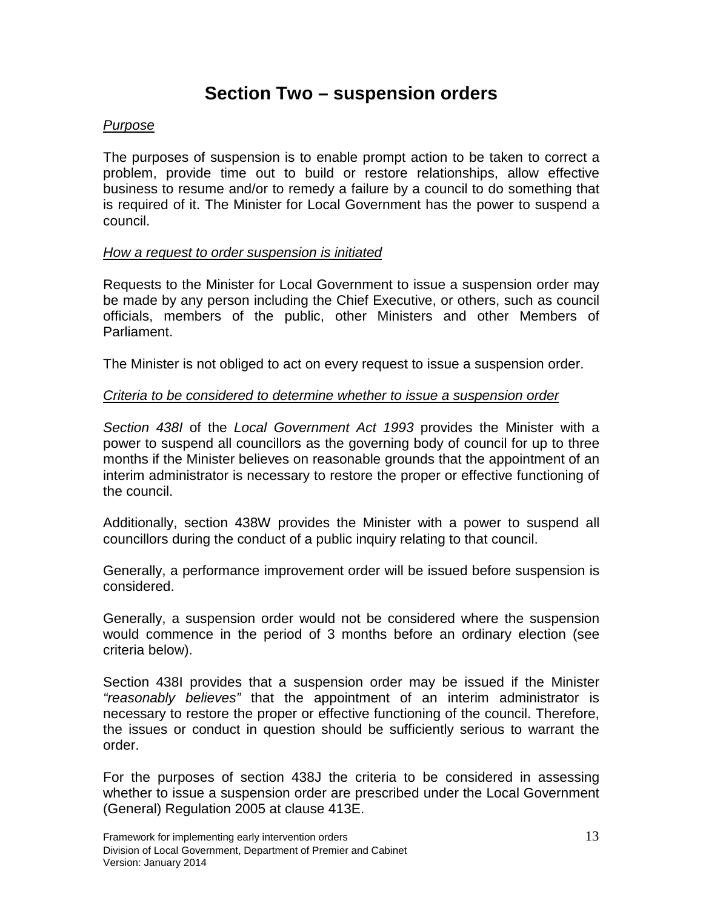# Section Two – suspension orders

*Purpose*

The purposes of suspension is to enable prompt action to be taken to correct a problem, provide time out to build or restore relationships, allow effective business to resume and/or to remedy a failure by a council to do something that is required of it. The Minister for Local Government has the power to suspend a council.

*How a request to order suspension is initiated*

Requests to the Minister for Local Government to issue a suspension order may be made by any person including the Chief Executive, or others, such as council officials, members of the public, other Ministers and other Members of Parliament.

The Minister is not obliged to act on every request to issue a suspension order.

*Criteria to be considered to determine whether to issue a suspension order*

*Section 438I* of the *Local Government Act 1993* provides the Minister with a power to suspend all councillors as the governing body of council for up to three months if the Minister believes on reasonable grounds that the appointment of an interim administrator is necessary to restore the proper or effective functioning of the council.

Additionally, section 438W provides the Minister with a power to suspend all councillors during the conduct of a public inquiry relating to that council.

Generally, a performance improvement order will be issued before suspension is considered.

Generally, a suspension order would not be considered where the suspension would commence in the period of 3 months before an ordinary election (see criteria below).

Section 438I provides that a suspension order may be issued if the Minister *"reasonably believes"* that the appointment of an interim administrator is necessary to restore the proper or effective functioning of the council. Therefore, the issues or conduct in question should be sufficiently serious to warrant the order.

For the purposes of section 438J the criteria to be considered in assessing whether to issue a suspension order are prescribed under the Local Government (General) Regulation 2005 at clause 413E.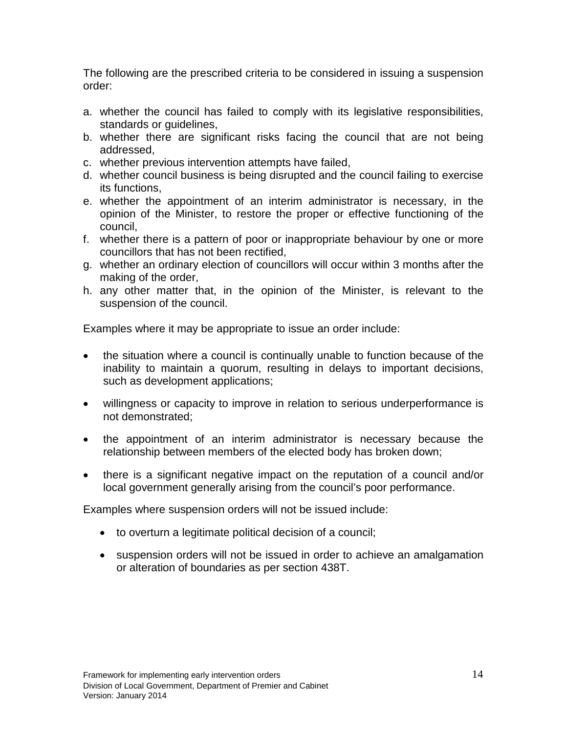The following are the prescribed criteria to be considered in issuing a suspension order:

a. whether the council has failed to comply with its legislative responsibilities, standards or guidelines,
b. whether there are significant risks facing the council that are not being addressed,
c. whether previous intervention attempts have failed,
d. whether council business is being disrupted and the council failing to exercise its functions,
e. whether the appointment of an interim administrator is necessary, in the opinion of the Minister, to restore the proper or effective functioning of the council,
f. whether there is a pattern of poor or inappropriate behaviour by one or more councillors that has not been rectified,
g. whether an ordinary election of councillors will occur within 3 months after the making of the order,
h. any other matter that, in the opinion of the Minister, is relevant to the suspension of the council.

Examples where it may be appropriate to issue an order include:

- the situation where a council is continually unable to function because of the inability to maintain a quorum, resulting in delays to important decisions, such as development applications;
- willingness or capacity to improve in relation to serious underperformance is not demonstrated;
- the appointment of an interim administrator is necessary because the relationship between members of the elected body has broken down;
- there is a significant negative impact on the reputation of a council and/or local government generally arising from the council's poor performance.

Examples where suspension orders will not be issued include:

- to overturn a legitimate political decision of a council;
- suspension orders will not be issued in order to achieve an amalgamation or alteration of boundaries as per section 438T.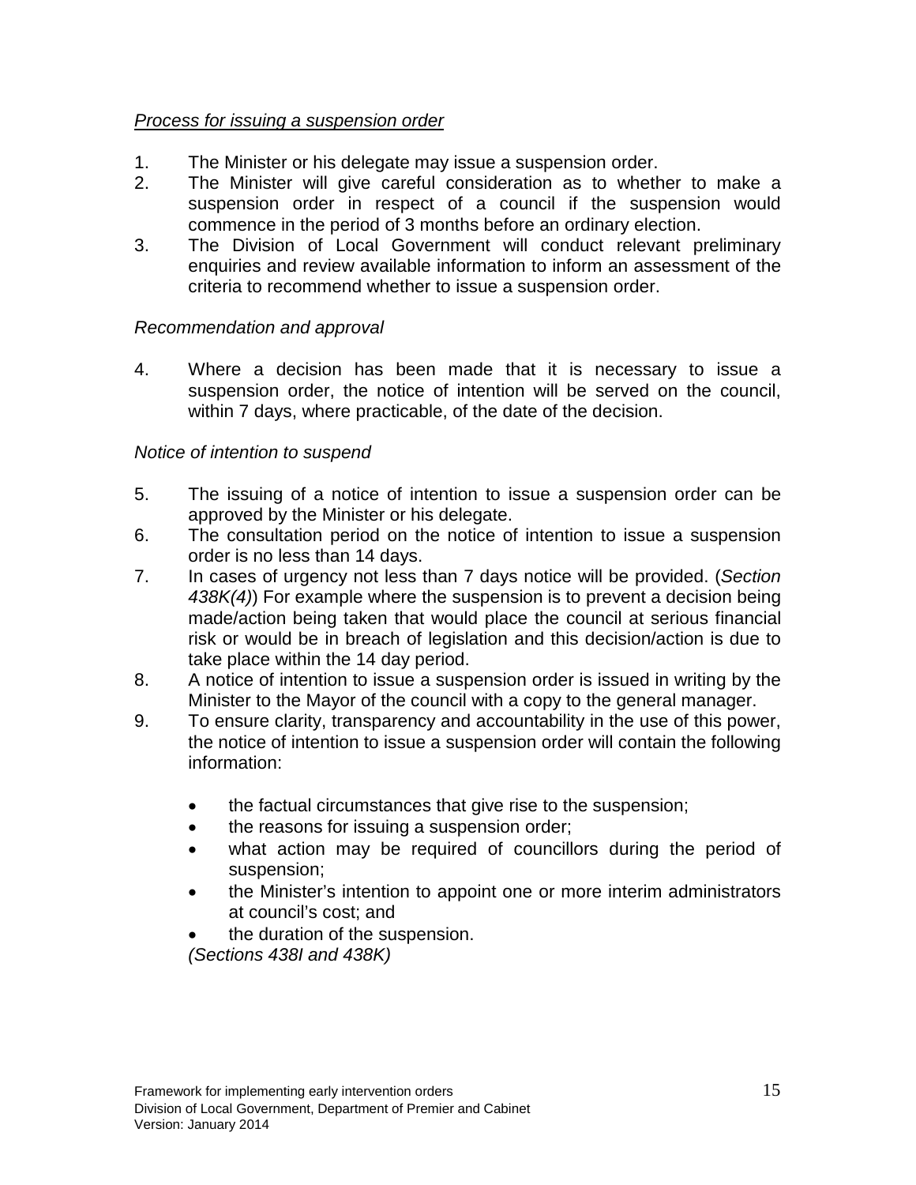*Process for issuing a suspension order*

1. The Minister or his delegate may issue a suspension order.
2. The Minister will give careful consideration as to whether to make a suspension order in respect of a council if the suspension would commence in the period of 3 months before an ordinary election.
3. The Division of Local Government will conduct relevant preliminary enquiries and review available information to inform an assessment of the criteria to recommend whether to issue a suspension order.

*Recommendation and approval*

4. Where a decision has been made that it is necessary to issue a suspension order, the notice of intention will be served on the council, within 7 days, where practicable, of the date of the decision.

*Notice of intention to suspend*

5. The issuing of a notice of intention to issue a suspension order can be approved by the Minister or his delegate.
6. The consultation period on the notice of intention to issue a suspension order is no less than 14 days.
7. In cases of urgency not less than 7 days notice will be provided. (*Section 438K(4)*) For example where the suspension is to prevent a decision being made/action being taken that would place the council at serious financial risk or would be in breach of legislation and this decision/action is due to take place within the 14 day period.
8. A notice of intention to issue a suspension order is issued in writing by the Minister to the Mayor of the council with a copy to the general manager.
9. To ensure clarity, transparency and accountability in the use of this power, the notice of intention to issue a suspension order will contain the following information:

   - the factual circumstances that give rise to the suspension;
   - the reasons for issuing a suspension order;
   - what action may be required of councillors during the period of suspension;
   - the Minister's intention to appoint one or more interim administrators at council's cost; and
   - the duration of the suspension.

   *(Sections 438I and 438K)*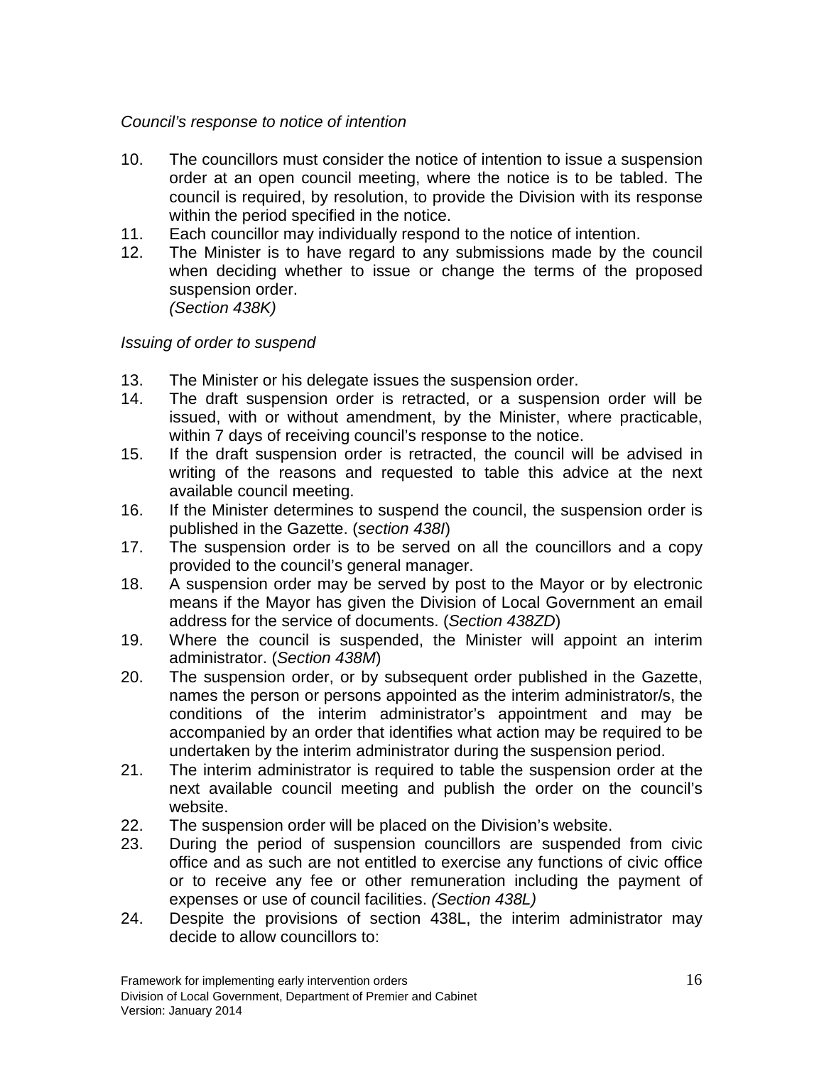*Council's response to notice of intention*

10. The councillors must consider the notice of intention to issue a suspension order at an open council meeting, where the notice is to be tabled. The council is required, by resolution, to provide the Division with its response within the period specified in the notice.
11. Each councillor may individually respond to the notice of intention.
12. The Minister is to have regard to any submissions made by the council when deciding whether to issue or change the terms of the proposed suspension order.
    *(Section 438K)*

*Issuing of order to suspend*

13. The Minister or his delegate issues the suspension order.
14. The draft suspension order is retracted, or a suspension order will be issued, with or without amendment, by the Minister, where practicable, within 7 days of receiving council's response to the notice.
15. If the draft suspension order is retracted, the council will be advised in writing of the reasons and requested to table this advice at the next available council meeting.
16. If the Minister determines to suspend the council, the suspension order is published in the Gazette. (*section 438I*)
17. The suspension order is to be served on all the councillors and a copy provided to the council's general manager.
18. A suspension order may be served by post to the Mayor or by electronic means if the Mayor has given the Division of Local Government an email address for the service of documents. (*Section 438ZD*)
19. Where the council is suspended, the Minister will appoint an interim administrator. (*Section 438M*)
20. The suspension order, or by subsequent order published in the Gazette, names the person or persons appointed as the interim administrator/s, the conditions of the interim administrator's appointment and may be accompanied by an order that identifies what action may be required to be undertaken by the interim administrator during the suspension period.
21. The interim administrator is required to table the suspension order at the next available council meeting and publish the order on the council's website.
22. The suspension order will be placed on the Division's website.
23. During the period of suspension councillors are suspended from civic office and as such are not entitled to exercise any functions of civic office or to receive any fee or other remuneration including the payment of expenses or use of council facilities. *(Section 438L)*
24. Despite the provisions of section 438L, the interim administrator may decide to allow councillors to: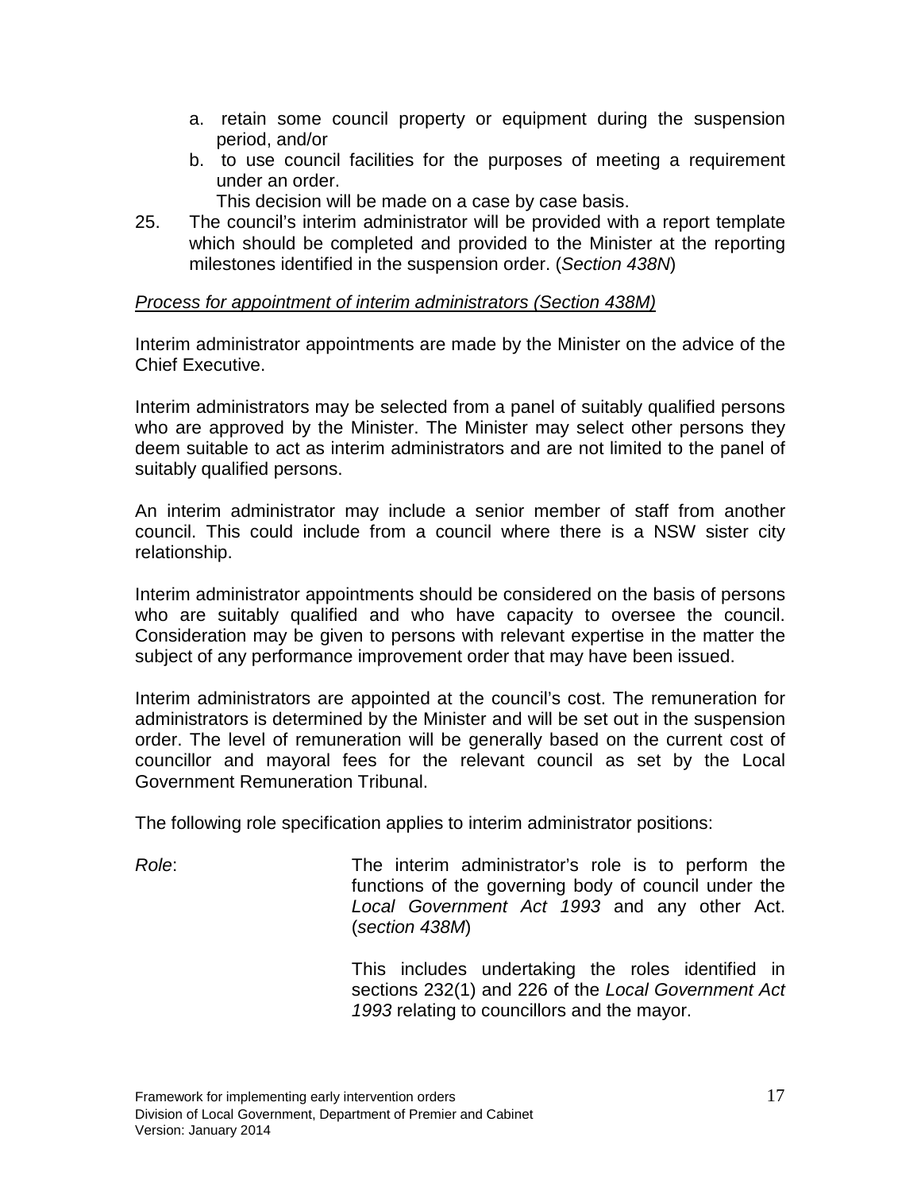a. retain some council property or equipment during the suspension period, and/or
   b. to use council facilities for the purposes of meeting a requirement under an order.

   This decision will be made on a case by case basis.

25. The council's interim administrator will be provided with a report template which should be completed and provided to the Minister at the reporting milestones identified in the suspension order. (*Section 438N*)

*Process for appointment of interim administrators (Section 438M)*

Interim administrator appointments are made by the Minister on the advice of the Chief Executive.

Interim administrators may be selected from a panel of suitably qualified persons who are approved by the Minister. The Minister may select other persons they deem suitable to act as interim administrators and are not limited to the panel of suitably qualified persons.

An interim administrator may include a senior member of staff from another council. This could include from a council where there is a NSW sister city relationship.

Interim administrator appointments should be considered on the basis of persons who are suitably qualified and who have capacity to oversee the council. Consideration may be given to persons with relevant expertise in the matter the subject of any performance improvement order that may have been issued.

Interim administrators are appointed at the council's cost. The remuneration for administrators is determined by the Minister and will be set out in the suspension order. The level of remuneration will be generally based on the current cost of councillor and mayoral fees for the relevant council as set by the Local Government Remuneration Tribunal.

The following role specification applies to interim administrator positions:

*Role*: The interim administrator's role is to perform the functions of the governing body of council under the *Local Government Act 1993* and any other Act. (*section 438M*)

This includes undertaking the roles identified in sections 232(1) and 226 of the *Local Government Act 1993* relating to councillors and the mayor.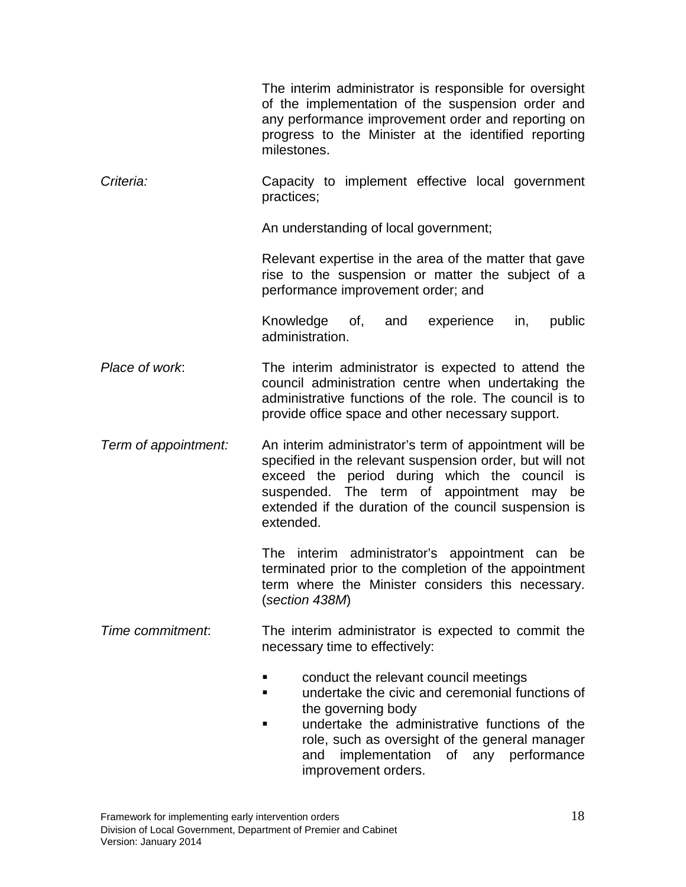The interim administrator is responsible for oversight of the implementation of the suspension order and any performance improvement order and reporting on progress to the Minister at the identified reporting milestones.

*Criteria:*

Capacity to implement effective local government practices;

An understanding of local government;

Relevant expertise in the area of the matter that gave rise to the suspension or matter the subject of a performance improvement order; and

Knowledge of, and experience in, public administration.

*Place of work*:

The interim administrator is expected to attend the council administration centre when undertaking the administrative functions of the role. The council is to provide office space and other necessary support.

*Term of appointment:*

An interim administrator's term of appointment will be specified in the relevant suspension order, but will not exceed the period during which the council is suspended. The term of appointment may be extended if the duration of the council suspension is extended.

The interim administrator's appointment can be terminated prior to the completion of the appointment term where the Minister considers this necessary. (*section 438M*)

*Time commitment*:

The interim administrator is expected to commit the necessary time to effectively:

- conduct the relevant council meetings
- undertake the civic and ceremonial functions of the governing body
- undertake the administrative functions of the role, such as oversight of the general manager and implementation of any performance improvement orders.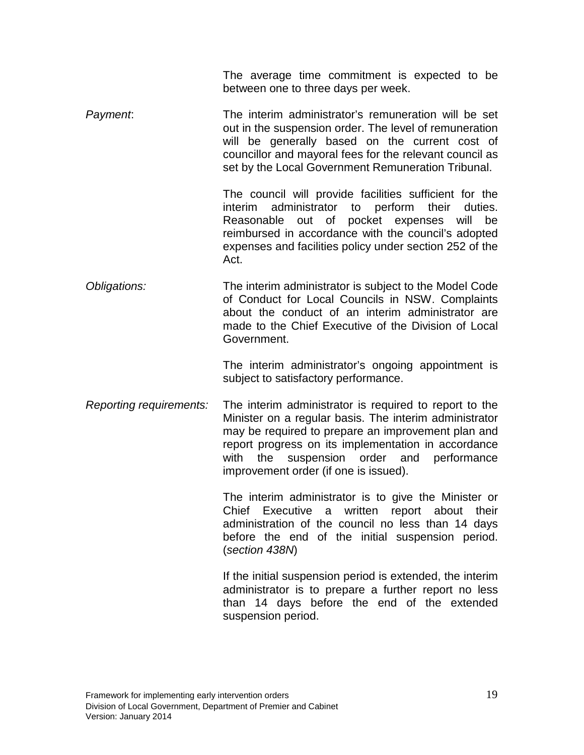The average time commitment is expected to be between one to three days per week.

*Payment*: The interim administrator's remuneration will be set out in the suspension order. The level of remuneration will be generally based on the current cost of councillor and mayoral fees for the relevant council as set by the Local Government Remuneration Tribunal.

The council will provide facilities sufficient for the interim administrator to perform their duties. Reasonable out of pocket expenses will be reimbursed in accordance with the council's adopted expenses and facilities policy under section 252 of the Act.

*Obligations:* The interim administrator is subject to the Model Code of Conduct for Local Councils in NSW. Complaints about the conduct of an interim administrator are made to the Chief Executive of the Division of Local Government.

The interim administrator's ongoing appointment is subject to satisfactory performance.

*Reporting requirements:* The interim administrator is required to report to the Minister on a regular basis. The interim administrator may be required to prepare an improvement plan and report progress on its implementation in accordance with the suspension order and performance improvement order (if one is issued).

The interim administrator is to give the Minister or Chief Executive a written report about their administration of the council no less than 14 days before the end of the initial suspension period. (*section 438N*)

If the initial suspension period is extended, the interim administrator is to prepare a further report no less than 14 days before the end of the extended suspension period.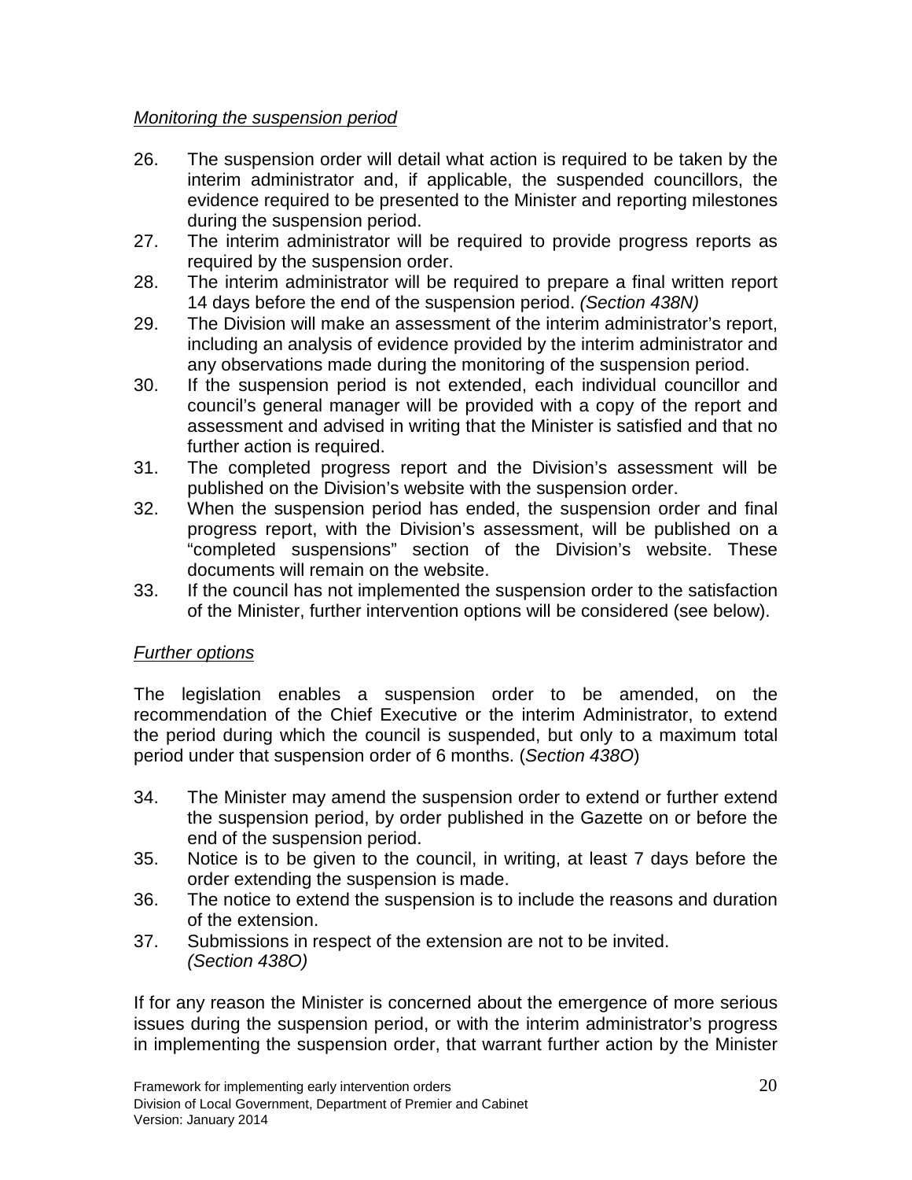*Monitoring the suspension period*

26. The suspension order will detail what action is required to be taken by the interim administrator and, if applicable, the suspended councillors, the evidence required to be presented to the Minister and reporting milestones during the suspension period.
27. The interim administrator will be required to provide progress reports as required by the suspension order.
28. The interim administrator will be required to prepare a final written report 14 days before the end of the suspension period. *(Section 438N)*
29. The Division will make an assessment of the interim administrator's report, including an analysis of evidence provided by the interim administrator and any observations made during the monitoring of the suspension period.
30. If the suspension period is not extended, each individual councillor and council's general manager will be provided with a copy of the report and assessment and advised in writing that the Minister is satisfied and that no further action is required.
31. The completed progress report and the Division's assessment will be published on the Division's website with the suspension order.
32. When the suspension period has ended, the suspension order and final progress report, with the Division's assessment, will be published on a "completed suspensions" section of the Division's website. These documents will remain on the website.
33. If the council has not implemented the suspension order to the satisfaction of the Minister, further intervention options will be considered (see below).

*Further options*

The legislation enables a suspension order to be amended, on the recommendation of the Chief Executive or the interim Administrator, to extend the period during which the council is suspended, but only to a maximum total period under that suspension order of 6 months. (*Section 438O*)

34. The Minister may amend the suspension order to extend or further extend the suspension period, by order published in the Gazette on or before the end of the suspension period.
35. Notice is to be given to the council, in writing, at least 7 days before the order extending the suspension is made.
36. The notice to extend the suspension is to include the reasons and duration of the extension.
37. Submissions in respect of the extension are not to be invited. *(Section 438O)*

If for any reason the Minister is concerned about the emergence of more serious issues during the suspension period, or with the interim administrator's progress in implementing the suspension order, that warrant further action by the Minister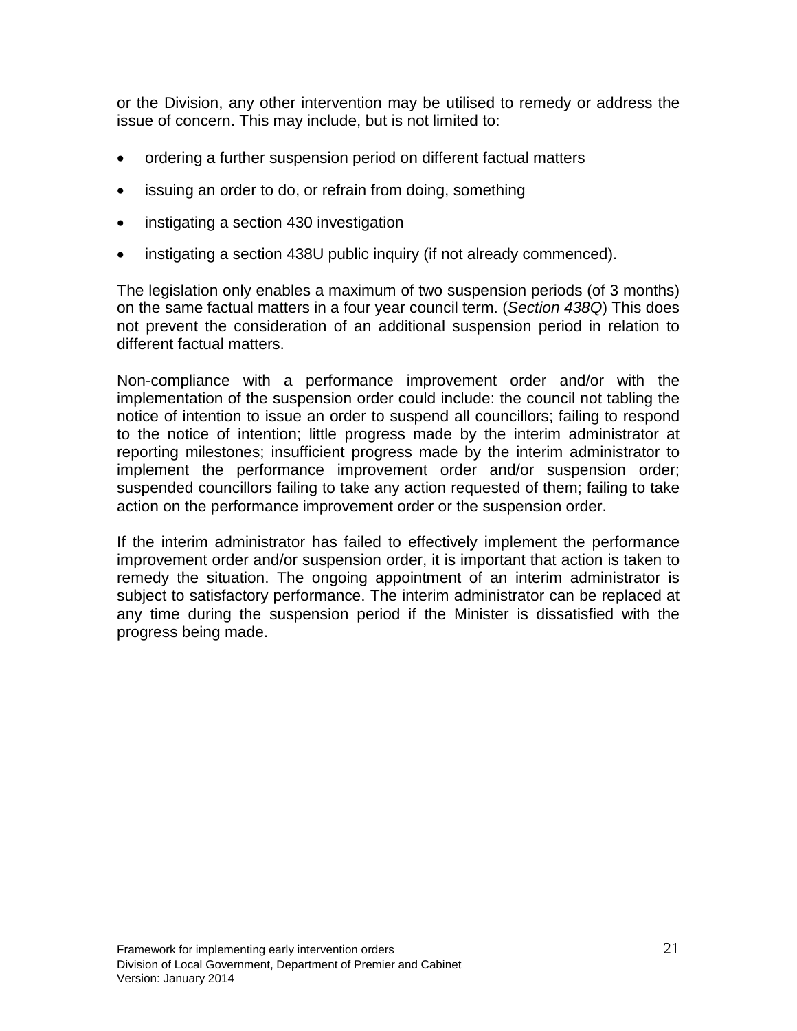or the Division, any other intervention may be utilised to remedy or address the issue of concern. This may include, but is not limited to:

- ordering a further suspension period on different factual matters
- issuing an order to do, or refrain from doing, something
- instigating a section 430 investigation
- instigating a section 438U public inquiry (if not already commenced).

The legislation only enables a maximum of two suspension periods (of 3 months) on the same factual matters in a four year council term. (*Section 438Q*) This does not prevent the consideration of an additional suspension period in relation to different factual matters.

Non-compliance with a performance improvement order and/or with the implementation of the suspension order could include: the council not tabling the notice of intention to issue an order to suspend all councillors; failing to respond to the notice of intention; little progress made by the interim administrator at reporting milestones; insufficient progress made by the interim administrator to implement the performance improvement order and/or suspension order; suspended councillors failing to take any action requested of them; failing to take action on the performance improvement order or the suspension order.

If the interim administrator has failed to effectively implement the performance improvement order and/or suspension order, it is important that action is taken to remedy the situation. The ongoing appointment of an interim administrator is subject to satisfactory performance. The interim administrator can be replaced at any time during the suspension period if the Minister is dissatisfied with the progress being made.